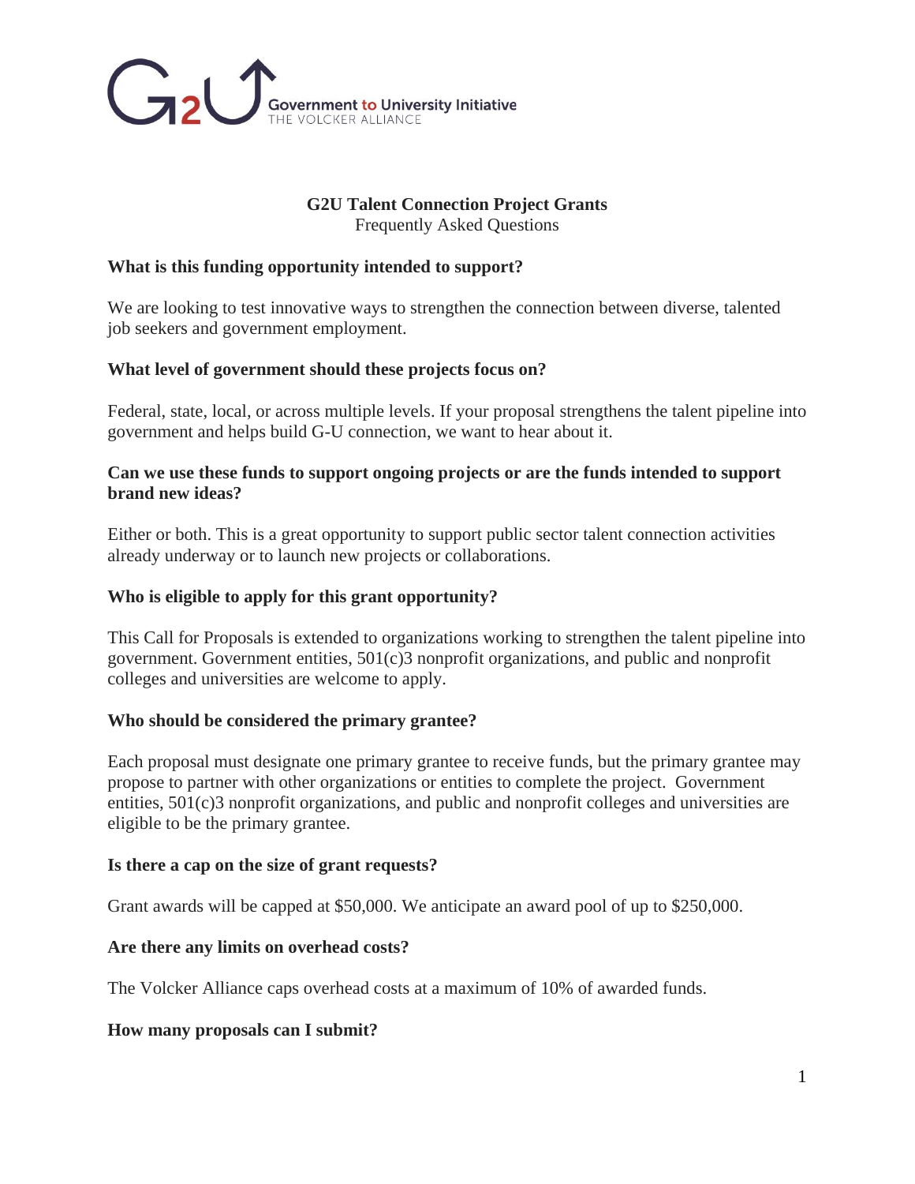Government to University Initiative
THE VOLCKER ALLIANCE

# G2U Talent Connection Project Grants

Frequently Asked Questions

**What is this funding opportunity intended to support?**

We are looking to test innovative ways to strengthen the connection between diverse, talented job seekers and government employment.

**What level of government should these projects focus on?**

Federal, state, local, or across multiple levels. If your proposal strengthens the talent pipeline into government and helps build G-U connection, we want to hear about it.

**Can we use these funds to support ongoing projects or are the funds intended to support brand new ideas?**

Either or both. This is a great opportunity to support public sector talent connection activities already underway or to launch new projects or collaborations.

**Who is eligible to apply for this grant opportunity?**

This Call for Proposals is extended to organizations working to strengthen the talent pipeline into government. Government entities, 501(c)3 nonprofit organizations, and public and nonprofit colleges and universities are welcome to apply.

**Who should be considered the primary grantee?**

Each proposal must designate one primary grantee to receive funds, but the primary grantee may propose to partner with other organizations or entities to complete the project. Government entities, 501(c)3 nonprofit organizations, and public and nonprofit colleges and universities are eligible to be the primary grantee.

**Is there a cap on the size of grant requests?**

Grant awards will be capped at $50,000. We anticipate an award pool of up to $250,000.

**Are there any limits on overhead costs?**

The Volcker Alliance caps overhead costs at a maximum of 10% of awarded funds.

**How many proposals can I submit?**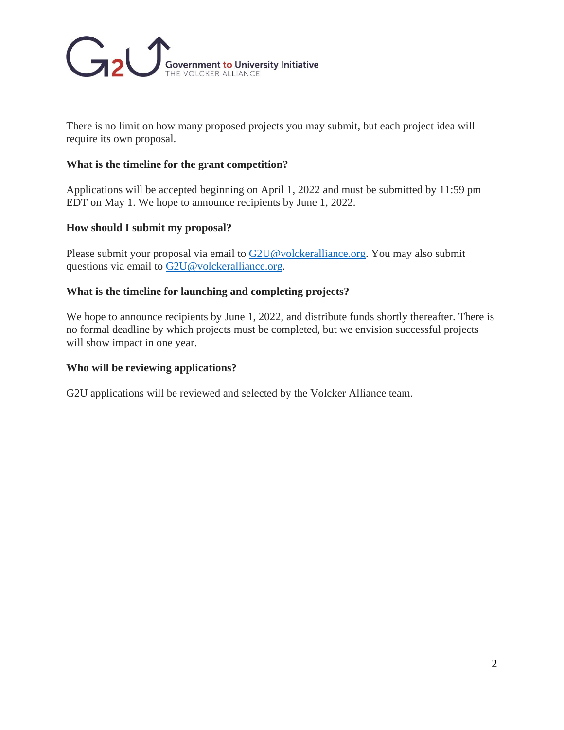There is no limit on how many proposed projects you may submit, but each project idea will require its own proposal.

**What is the timeline for the grant competition?**

Applications will be accepted beginning on April 1, 2022 and must be submitted by 11:59 pm EDT on May 1. We hope to announce recipients by June 1, 2022.

**How should I submit my proposal?**

Please submit your proposal via email to G2U@volckeralliance.org. You may also submit questions via email to G2U@volckeralliance.org.

**What is the timeline for launching and completing projects?**

We hope to announce recipients by June 1, 2022, and distribute funds shortly thereafter. There is no formal deadline by which projects must be completed, but we envision successful projects will show impact in one year.

**Who will be reviewing applications?**

G2U applications will be reviewed and selected by the Volcker Alliance team.